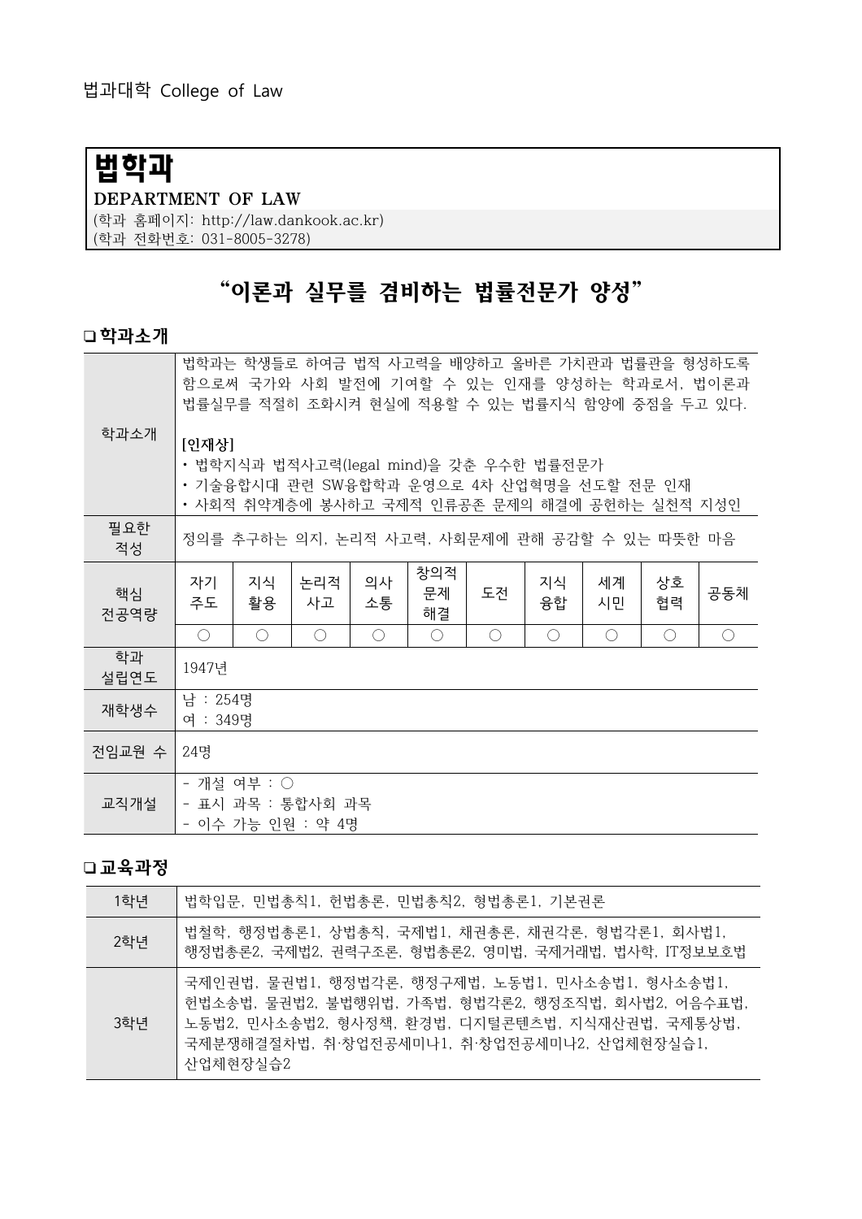법과대학 College of Law

# 법학과

**DEPARTMENT OF LAW**

(학과 홈페이지: http://law.dankook.ac.kr)
(학과 전화번호: 031-8005-3278)

## “이론과 실무를 겸비하는 법률전문가 양성”

### ❑ 학과소개

| 학과소개 | 법학과는 학생들로 하여금 법적 사고력을 배양하고 올바른 가치관과 법률관을 형성하도록 함으로써 국가와 사회 발전에 기여할 수 있는 인재를 양성하는 학과로서, 법이론과 법률실무를 적절히 조화시켜 현실에 적용할 수 있는 법률지식 함양에 중점을 두고 있다.<br><br>**[인재상]**<br>• 법학지식과 법적사고력(legal mind)을 갖춘 우수한 법률전문가<br>• 기술융합시대 관련 SW융합학과 운영으로 4차 산업혁명을 선도할 전문 인재<br>• 사회적 취약계층에 봉사하고 국제적 인류공존 문제의 해결에 공헌하는 실천적 지성인 | | | | | | | | | |
|---|---|---|---|---|---|---|---|---|---|---|
| 필요한 적성 | 정의를 추구하는 의지, 논리적 사고력, 사회문제에 관해 공감할 수 있는 따뜻한 마음 | | | | | | | | | |
| 핵심 전공역량 | 자기주도 | 지식활용 | 논리적사고 | 의사소통 | 창의적 문제해결 | 도전 | 지식융합 | 세계시민 | 상호협력 | 공동체 |
| | ○ | ○ | ○ | ○ | ○ | ○ | ○ | ○ | ○ | ○ |
| 학과 설립연도 | 1947년 | | | | | | | | | |
| 재학생수 | 남 : 254명<br>여 : 349명 | | | | | | | | | |
| 전임교원 수 | 24명 | | | | | | | | | |
| 교직개설 | - 개설 여부 : ○<br>- 표시 과목 : 통합사회 과목<br>- 이수 가능 인원 : 약 4명 | | | | | | | | | |

### ❑ 교육과정

| 학년 | 교과목 |
|---|---|
| 1학년 | 법학입문, 민법총칙1, 헌법총론, 민법총칙2, 형법총론1, 기본권론 |
| 2학년 | 법철학, 행정법총론1, 상법총칙, 국제법1, 채권총론, 채권각론, 형법각론1, 회사법1, 행정법총론2, 국제법2, 권력구조론, 형법총론2, 영미법, 국제거래법, 법사학, IT정보보호법 |
| 3학년 | 국제인권법, 물권법1, 행정법각론, 행정구제법, 노동법1, 민사소송법1, 형사소송법1, 헌법소송법, 물권법2, 불법행위법, 가족법, 형법각론2, 행정조직법, 회사법2, 어음수표법, 노동법2, 민사소송법2, 형사정책, 환경법, 디지털콘텐츠법, 지식재산권법, 국제통상법, 국제분쟁해결절차법, 취·창업전공세미나1, 취·창업전공세미나2, 산업체현장실습1, 산업체현장실습2 |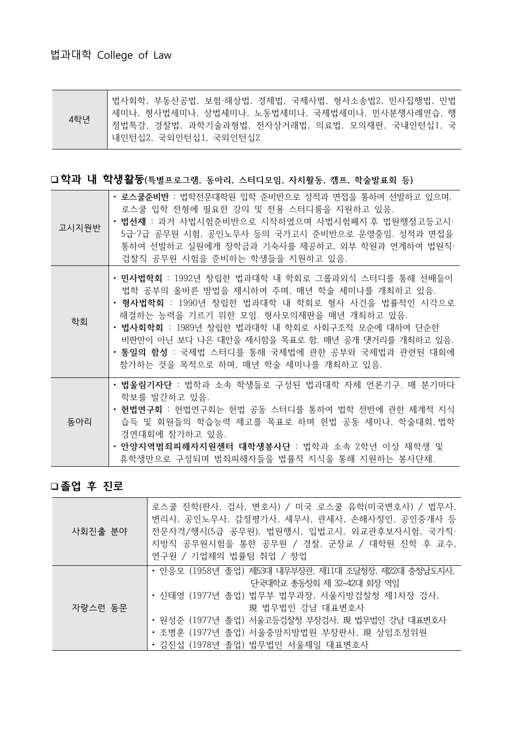법과대학 College of Law

| 4학년 | 법사회학, 부동산공법, 보험·해상법, 경제법, 국제사법, 형사소송법2, 민사집행법, 민법세미나, 형사법세미나, 상법세미나, 노동법세미나, 국제법세미나, 민사분쟁사례연습, 행정법특강, 경찰법, 과학기술과형법, 전자상거래법, 의료법, 모의재판, 국내인턴십1, 국내인턴십2, 국외인턴십1, 국외인턴십2 |
|---|---|

## ❑ 학과 내 학생활동(특별프로그램, 동아리, 스터디모임, 자치활동, 캠프, 학술발표회 등)

| 구분 | 내용 |
|---|---|
| 고시지원반 | • **로스쿨준비반** : 법학전문대학원 입학 준비반으로 성적과 면접을 통하여 선발하고 있으며, 로스쿨 입학 전형에 필요한 강의 및 전용 스터디룸을 지원하고 있음.<br>• **법선재** : 과거 사법시험준비반으로 시작하였으며 사법시험폐지 후 법원행정고등고시·5급·7급 공무원 시험, 공인노무사 등의 국가고시 준비반으로 운영중임. 성적과 면접을 통하여 선발하고 실원에게 장학금과 기숙사를 제공하고, 외부 학원과 연계하여 법원직·검찰직 공무원 시험을 준비하는 학생들을 지원하고 있음. |
| 학회 | • **민사법학회** : 1992년 창립한 법과대학 내 학회로 그룹과외식 스터디를 통해 선배들이 법학 공부의 올바른 방법을 제시하여 주며, 매년 학술 세미나를 개최하고 있음.<br>• **형사법학회** : 1990년 창립한 법과대학 내 학회로 형사 사건을 법률적인 시각으로 해결하는 능력을 기르기 위한 모임. 형사모의재판을 매년 개최하고 있음.<br>• **법사회학회** : 1989년 창립한 법과대학 내 학회로 사회구조적 모순에 대하여 단순한 비판만이 아닌 보다 나은 대안을 제시함을 목표로 함. 매년 공개 댓거리를 개최하고 있음.<br>• **통일의 함성** : 국제법 스터디를 통해 국제법에 관한 공부와 국제법과 관련된 대회에 참가하는 것을 목적으로 하며, 매년 학술 세미나를 개최하고 있음. |
| 동아리 | • **법울림기자단** : 법학과 소속 학생들로 구성된 법과대학 자체 언론기구. 매 분기마다 학보를 발간하고 있음.<br>• **헌법연구회** : 헌법연구회는 헌법 공동 스터디를 통하여 법학 전반에 관한 체계적 지식 습득 및 회원들의 학습능력 제고를 목표로 하며 헌법 공동 세미나, 학술대회, 법학 경연대회에 참가하고 있음.<br>• **안양지역범죄피해자지원센터 대학생봉사단** : 법학과 소속 2학년 이상 재학생 및 휴학생만으로 구성되며 범죄피해자들을 법률적 지식을 통해 지원하는 봉사단체. |

## ❑ 졸업 후 진로

| 구분 | 내용 |
|---|---|
| 사회진출 분야 | 로스쿨 진학(판사, 검사, 변호사) / 미국 로스쿨 유학(미국변호사) / 법무사, 변리사, 공인노무사, 감정평가사, 세무사, 관세사, 손해사정인, 공인중개사 등 전문자격/행시(5급 공무원), 법원행시, 입법고시, 외교관후보자시험, 국가직·지방직 공무원시험을 통한 공무원 / 경찰, 군장교 / 대학원 진학 후 교수, 연구원 / 기업체의 법률팀 취업 / 창업 |
| 자랑스런 동문 | • 안응모 (1958년 졸업) 제53대 내무부장관, 제11대 조달청장, 제22대 충청남도지사, 단국대학교 총동창회 제 32~42대 회장 역임<br>• 신태영 (1977년 졸업) 법무부 법무과장, 서울지방검찰청 제1차장 검사, 現 법무법인 강남 대표변호사<br>• 원성준 (1977년 졸업) 서울고등검찰청 부장검사, 現 법무법인 강남 대표변호사<br>• 조병훈 (1977년 졸업) 서울중앙지방법원 부장판사, 現 상임조정위원<br>• 김진섭 (1978년 졸업) 법무법인 서울제일 대표변호사 |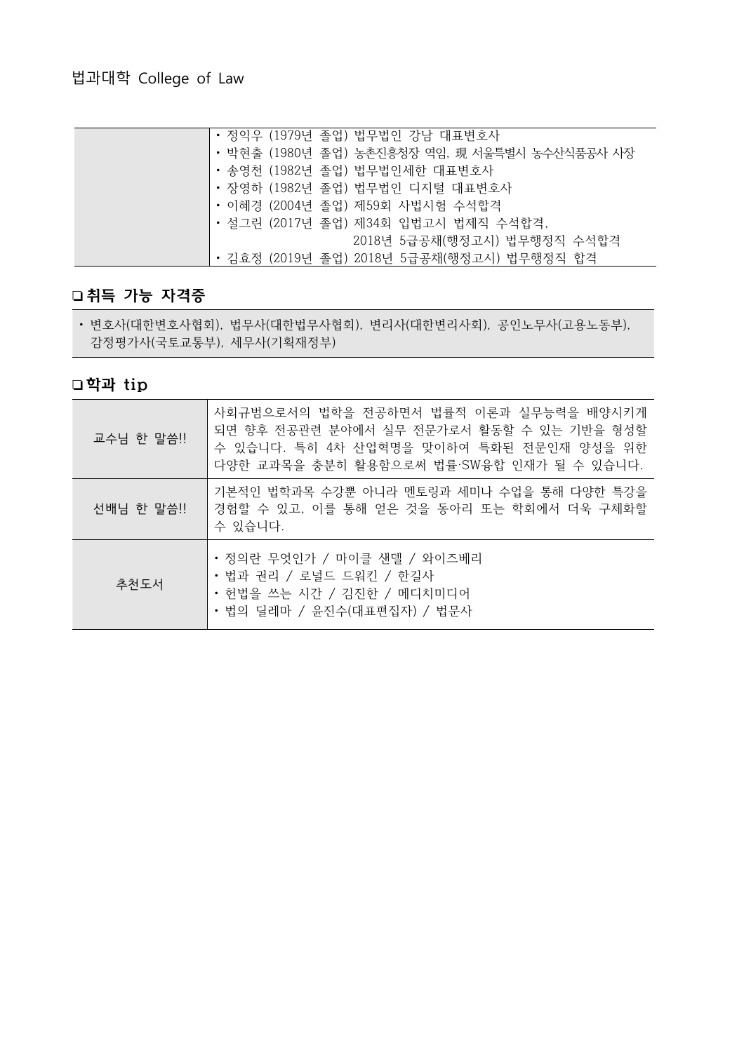법과대학 College of Law

| | |
|---|---|
| | • 정익우 (1979년 졸업) 법무법인 강남 대표변호사<br>• 박현출 (1980년 졸업) 농촌진흥청장 역임, 現 서울특별시 농수산식품공사 사장<br>• 송영천 (1982년 졸업) 법무법인세한 대표변호사<br>• 장영하 (1982년 졸업) 법무법인 디지털 대표변호사<br>• 이혜경 (2004년 졸업) 제59회 사법시험 수석합격<br>• 설그린 (2017년 졸업) 제34회 입법고시 법제직 수석합격, 2018년 5급공채(행정고시) 법무행정직 수석합격<br>• 김효정 (2019년 졸업) 2018년 5급공채(행정고시) 법무행정직 합격 |

## ❑ 취득 가능 자격증

• 변호사(대한변호사협회), 법무사(대한법무사협회), 변리사(대한변리사회), 공인노무사(고용노동부), 감정평가사(국토교통부), 세무사(기획재정부)

## ❑ 학과 tip

| | |
|---|---|
| 교수님 한 말씀!! | 사회규범으로서의 법학을 전공하면서 법률적 이론과 실무능력을 배양시키게 되면 향후 전공관련 분야에서 실무 전문가로서 활동할 수 있는 기반을 형성할 수 있습니다. 특히 4차 산업혁명을 맞이하여 특화된 전문인재 양성을 위한 다양한 교과목을 충분히 활용함으로써 법률·SW융합 인재가 될 수 있습니다. |
| 선배님 한 말씀!! | 기본적인 법학과목 수강뿐 아니라 멘토링과 세미나 수업을 통해 다양한 특강을 경험할 수 있고, 이를 통해 얻은 것을 동아리 또는 학회에서 더욱 구체화할 수 있습니다. |
| 추천도서 | • 정의란 무엇인가 / 마이클 샌델 / 와이즈베리<br>• 법과 권리 / 로널드 드워킨 / 한길사<br>• 헌법을 쓰는 시간 / 김진한 / 메디치미디어<br>• 법의 딜레마 / 윤진수(대표편집자) / 법문사 |